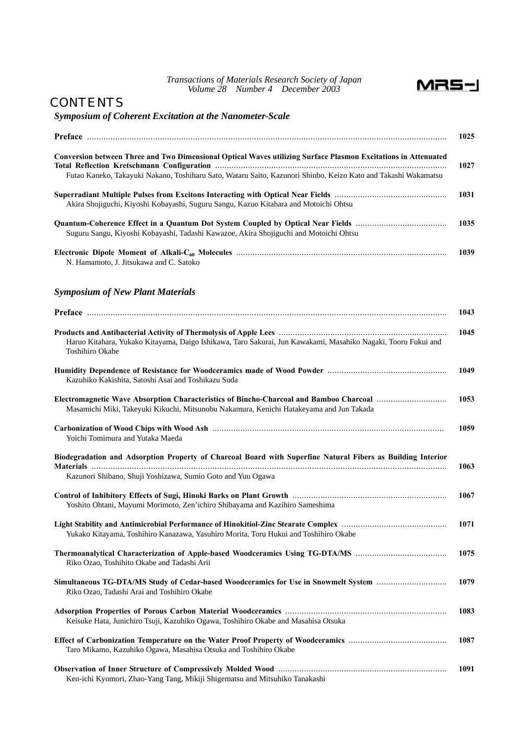*Transactions of Materials Research Society of Japan*
*Volume 28 Number 4 December 2003*

MRS-J

# CONTENTS

## *Symposium of Coherent Excitation at the Nanometer-Scale*

**Preface** ........................................................................................................ 1025

**Conversion between Three and Two Dimensional Optical Waves utilizing Surface Plasmon Excitations in Attenuated Total Reflection Kretschmann Configuration** .................................................................. 1027
Futao Kaneko, Takayuki Nakano, Toshiharu Sato, Wataru Saito, Kazunori Shinbo, Keizo Kato and Takashi Wakamatsu

**Superradiant Multiple Pulses from Excitons Interacting with Optical Near Fields** ................................ 1031
Akira Shojiguchi, Kiyoshi Kobayashi, Suguru Sangu, Kazuo Kitahara and Motoichi Ohtsu

**Quantum-Coherence Effect in a Quantum Dot System Coupled by Optical Near Fields** ....................... 1035
Suguru Sangu, Kiyoshi Kobayashi, Tadashi Kawazoe, Akira Shojiguchi and Motoichi Ohtsu

**Electronic Dipole Moment of Alkali-$C_{60}$ Molecules** ......................................................................... 1039
N. Hamamoto, J. Jitsukawa and C. Satoko

## *Symposium of New Plant Materials*

**Preface** ........................................................................................................ 1043

**Products and Antibacterial Activity of Thermolysis of Apple Lees** ....................................................... 1045
Haruo Kitahara, Yukako Kitayama, Daigo Ishikawa, Taro Sakurai, Jun Kawakami, Masahiko Nagaki, Tooru Fukui and Toshihiro Okabe

**Humidity Dependence of Resistance for Woodceramics made of Wood Powder** .................................. 1049
Kazuhiko Kakishita, Satoshi Asai and Toshikazu Suda

**Electromagnetic Wave Absorption Characteristics of Bincho-Charcoal and Bamboo Charcoal** ............. 1053
Masamichi Miki, Takeyuki Kikuchi, Mitsunobu Nakamura, Kenichi Hatakeyama and Jun Takada

**Carbonization of Wood Chips with Wood Ash** ................................................................................. 1059
Yoichi Tomimura and Yutaka Maeda

**Biodegradation and Adsorption Property of Charcoal Board with Superfine Natural Fibers as Building Interior Materials** ........................................................................................................ 1063
Kazunori Shibano, Shuji Yoshizawa, Sumio Goto and Yuu Ogawa

**Control of Inhibitory Effects of Sugi, Hinoki Barks on Plant Growth** ................................................. 1067
Yoshito Ohtani, Mayumi Morimoto, Zen'ichiro Shibayama and Kazihiro Sameshima

**Light Stability and Antimicrobial Performance of Hinokitiol-Zinc Stearate Complex** ............................ 1071
Yukako Kitayama, Toshihiro Kanazawa, Yasuhiro Morita, Toru Hukui and Toshihiro Okabe

**Thermoanalytical Characterization of Apple-based Woodceramics Using TG-DTA/MS** ...................... 1075
Riko Ozao, Toshihito Okabe and Tadashi Arii

**Simultaneous TG-DTA/MS Study of Cedar-based Woodceramics for Use in Snowmelt System** ............. 1079
Riko Ozao, Tadashi Arai and Toshihiro Okabe

**Adsorption Properties of Porous Carbon Material Woodceramics** ...................................................... 1083
Keisuke Hata, Junichiro Tsuji, Kazuhiko Ogawa, Toshihiro Okabe and Masahisa Otsuka

**Effect of Carbonization Temperature on the Water Proof Property of Woodceramics** .......................... 1087
Taro Mikamo, Kazuhiko Ogawa, Masahisa Otsuka and Toshihiro Okabe

**Observation of Inner Structure of Compressively Molded Wood** ....................................................... 1091
Ken-ichi Kyomori, Zhao-Yang Tang, Mikiji Shigematsu and Mitsuhiko Tanakashi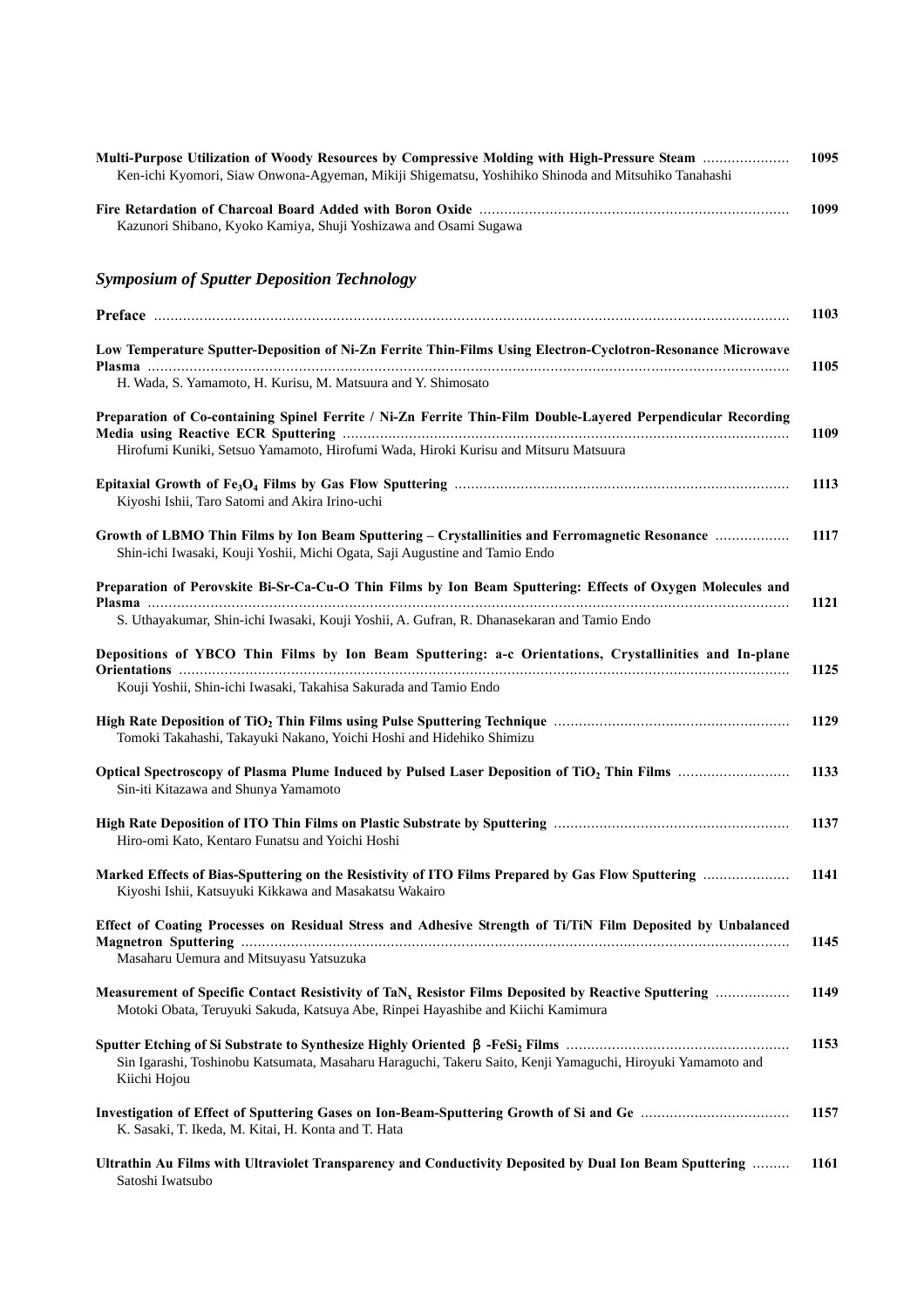**Multi-Purpose Utilization of Woody Resources by Compressive Molding with High-Pressure Steam** ..................... **1095**
Ken-ichi Kyomori, Siaw Onwona-Agyeman, Mikiji Shigematsu, Yoshihiko Shinoda and Mitsuhiko Tanahashi

**Fire Retardation of Charcoal Board Added with Boron Oxide** .......................................................................... **1099**
Kazunori Shibano, Kyoko Kamiya, Shuji Yoshizawa and Osami Sugawa

## *Symposium of Sputter Deposition Technology*

**Preface** ........................................................................................................................................................ **1103**

**Low Temperature Sputter-Deposition of Ni-Zn Ferrite Thin-Films Using Electron-Cyclotron-Resonance Microwave Plasma** ........................................................................................................................................................ **1105**
H. Wada, S. Yamamoto, H. Kurisu, M. Matsuura and Y. Shimosato

**Preparation of Co-containing Spinel Ferrite / Ni-Zn Ferrite Thin-Film Double-Layered Perpendicular Recording Media using Reactive ECR Sputtering** .......................................................................................................... **1109**
Hirofumi Kuniki, Setsuo Yamamoto, Hirofumi Wada, Hiroki Kurisu and Mitsuru Matsuura

**Epitaxial Growth of $Fe_3O_4$ Films by Gas Flow Sputtering** ................................................................................ **1113**
Kiyoshi Ishii, Taro Satomi and Akira Irino-uchi

**Growth of LBMO Thin Films by Ion Beam Sputtering – Crystallinities and Ferromagnetic Resonance** .................. **1117**
Shin-ichi Iwasaki, Kouji Yoshii, Michi Ogata, Saji Augustine and Tamio Endo

**Preparation of Perovskite Bi-Sr-Ca-Cu-O Thin Films by Ion Beam Sputtering: Effects of Oxygen Molecules and Plasma** ........................................................................................................................................................ **1121**
S. Uthayakumar, Shin-ichi Iwasaki, Kouji Yoshii, A. Gufran, R. Dhanasekaran and Tamio Endo

**Depositions of YBCO Thin Films by Ion Beam Sputtering: a-c Orientations, Crystallinities and In-plane Orientations** .................................................................................................................................................. **1125**
Kouji Yoshii, Shin-ichi Iwasaki, Takahisa Sakurada and Tamio Endo

**High Rate Deposition of $TiO_2$ Thin Films using Pulse Sputtering Technique** ........................................................ **1129**
Tomoki Takahashi, Takayuki Nakano, Yoichi Hoshi and Hidehiko Shimizu

**Optical Spectroscopy of Plasma Plume Induced by Pulsed Laser Deposition of $TiO_2$ Thin Films** ........................... **1133**
Sin-iti Kitazawa and Shunya Yamamoto

**High Rate Deposition of ITO Thin Films on Plastic Substrate by Sputtering** ......................................................... **1137**
Hiro-omi Kato, Kentaro Funatsu and Yoichi Hoshi

**Marked Effects of Bias-Sputtering on the Resistivity of ITO Films Prepared by Gas Flow Sputtering** ..................... **1141**
Kiyoshi Ishii, Katsuyuki Kikkawa and Masakatsu Wakairo

**Effect of Coating Processes on Residual Stress and Adhesive Strength of Ti/TiN Film Deposited by Unbalanced Magnetron Sputtering** ................................................................................................................................... **1145**
Masaharu Uemura and Mitsuyasu Yatsuzuka

**Measurement of Specific Contact Resistivity of $TaN_x$ Resistor Films Deposited by Reactive Sputtering** .................. **1149**
Motoki Obata, Teruyuki Sakuda, Katsuya Abe, Rinpei Hayashibe and Kiichi Kamimura

**Sputter Etching of Si Substrate to Synthesize Highly Oriented $\beta$-$FeSi_2$ Films** ..................................................... **1153**
Sin Igarashi, Toshinobu Katsumata, Masaharu Haraguchi, Takeru Saito, Kenji Yamaguchi, Hiroyuki Yamamoto and Kiichi Hojou

**Investigation of Effect of Sputtering Gases on Ion-Beam-Sputtering Growth of Si and Ge** .................................... **1157**
K. Sasaki, T. Ikeda, M. Kitai, H. Konta and T. Hata

**Ultrathin Au Films with Ultraviolet Transparency and Conductivity Deposited by Dual Ion Beam Sputtering** ......... **1161**
Satoshi Iwatsubo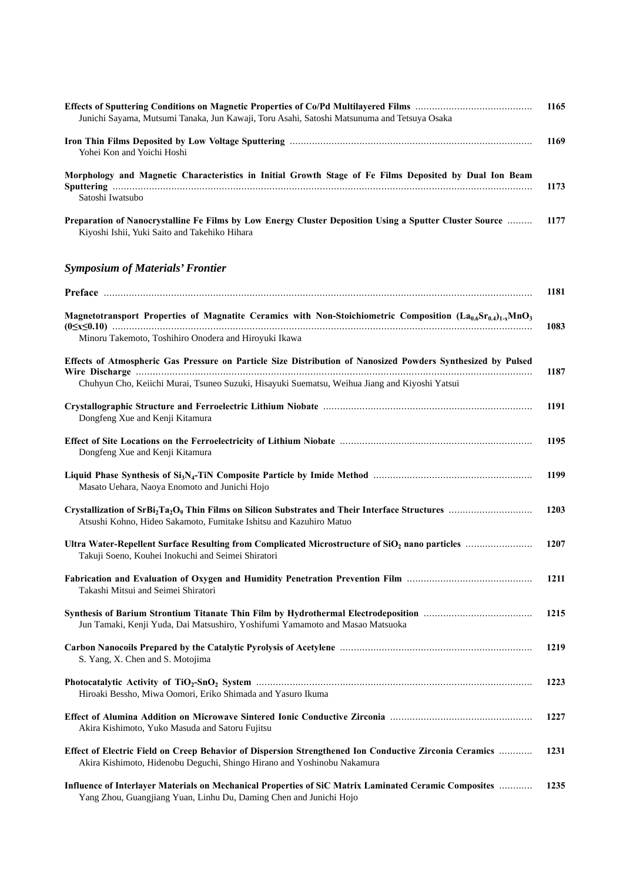**Effects of Sputtering Conditions on Magnetic Properties of Co/Pd Multilayered Films** ........ 1165
Junichi Sayama, Mutsumi Tanaka, Jun Kawaji, Toru Asahi, Satoshi Matsunuma and Tetsuya Osaka

**Iron Thin Films Deposited by Low Voltage Sputtering** ........ 1169
Yohei Kon and Yoichi Hoshi

**Morphology and Magnetic Characteristics in Initial Growth Stage of Fe Films Deposited by Dual Ion Beam Sputtering** ........ 1173
Satoshi Iwatsubo

**Preparation of Nanocrystalline Fe Films by Low Energy Cluster Deposition Using a Sputter Cluster Source** ........ 1177
Kiyoshi Ishii, Yuki Saito and Takehiko Hihara

## *Symposium of Materials' Frontier*

**Preface** ........ 1181

**Magnetotransport Properties of Magnatite Ceramics with Non-Stoichiometric Composition $(La_{0.6}Sr_{0.4})_{1-x}MnO_3$ $(0 \leq x \leq 0.10)$** ........ 1083
Minoru Takemoto, Toshihiro Onodera and Hiroyuki Ikawa

**Effects of Atmospheric Gas Pressure on Particle Size Distribution of Nanosized Powders Synthesized by Pulsed Wire Discharge** ........ 1187
Chuhyun Cho, Keiichi Murai, Tsuneo Suzuki, Hisayuki Suematsu, Weihua Jiang and Kiyoshi Yatsui

**Crystallographic Structure and Ferroelectric Lithium Niobate** ........ 1191
Dongfeng Xue and Kenji Kitamura

**Effect of Site Locations on the Ferroelectricity of Lithium Niobate** ........ 1195
Dongfeng Xue and Kenji Kitamura

**Liquid Phase Synthesis of $Si_3N_4$-TiN Composite Particle by Imide Method** ........ 1199
Masato Uehara, Naoya Enomoto and Junichi Hojo

**Crystallization of $SrBi_2Ta_2O_9$ Thin Films on Silicon Substrates and Their Interface Structures** ........ 1203
Atsushi Kohno, Hideo Sakamoto, Fumitake Ishitsu and Kazuhiro Matuo

**Ultra Water-Repellent Surface Resulting from Complicated Microstructure of $SiO_2$ nano particles** ........ 1207
Takuji Soeno, Kouhei Inokuchi and Seimei Shiratori

**Fabrication and Evaluation of Oxygen and Humidity Penetration Prevention Film** ........ 1211
Takashi Mitsui and Seimei Shiratori

**Synthesis of Barium Strontium Titanate Thin Film by Hydrothermal Electrodeposition** ........ 1215
Jun Tamaki, Kenji Yuda, Dai Matsushiro, Yoshifumi Yamamoto and Masao Matsuoka

**Carbon Nanocoils Prepared by the Catalytic Pyrolysis of Acetylene** ........ 1219
S. Yang, X. Chen and S. Motojima

**Photocatalytic Activity of $TiO_2$-$SnO_2$ System** ........ 1223
Hiroaki Bessho, Miwa Oomori, Eriko Shimada and Yasuro Ikuma

**Effect of Alumina Addition on Microwave Sintered Ionic Conductive Zirconia** ........ 1227
Akira Kishimoto, Yuko Masuda and Satoru Fujitsu

**Effect of Electric Field on Creep Behavior of Dispersion Strengthened Ion Conductive Zirconia Ceramics** ........ 1231
Akira Kishimoto, Hidenobu Deguchi, Shingo Hirano and Yoshinobu Nakamura

**Influence of Interlayer Materials on Mechanical Properties of SiC Matrix Laminated Ceramic Composites** ........ 1235
Yang Zhou, Guangjiang Yuan, Linhu Du, Daming Chen and Junichi Hojo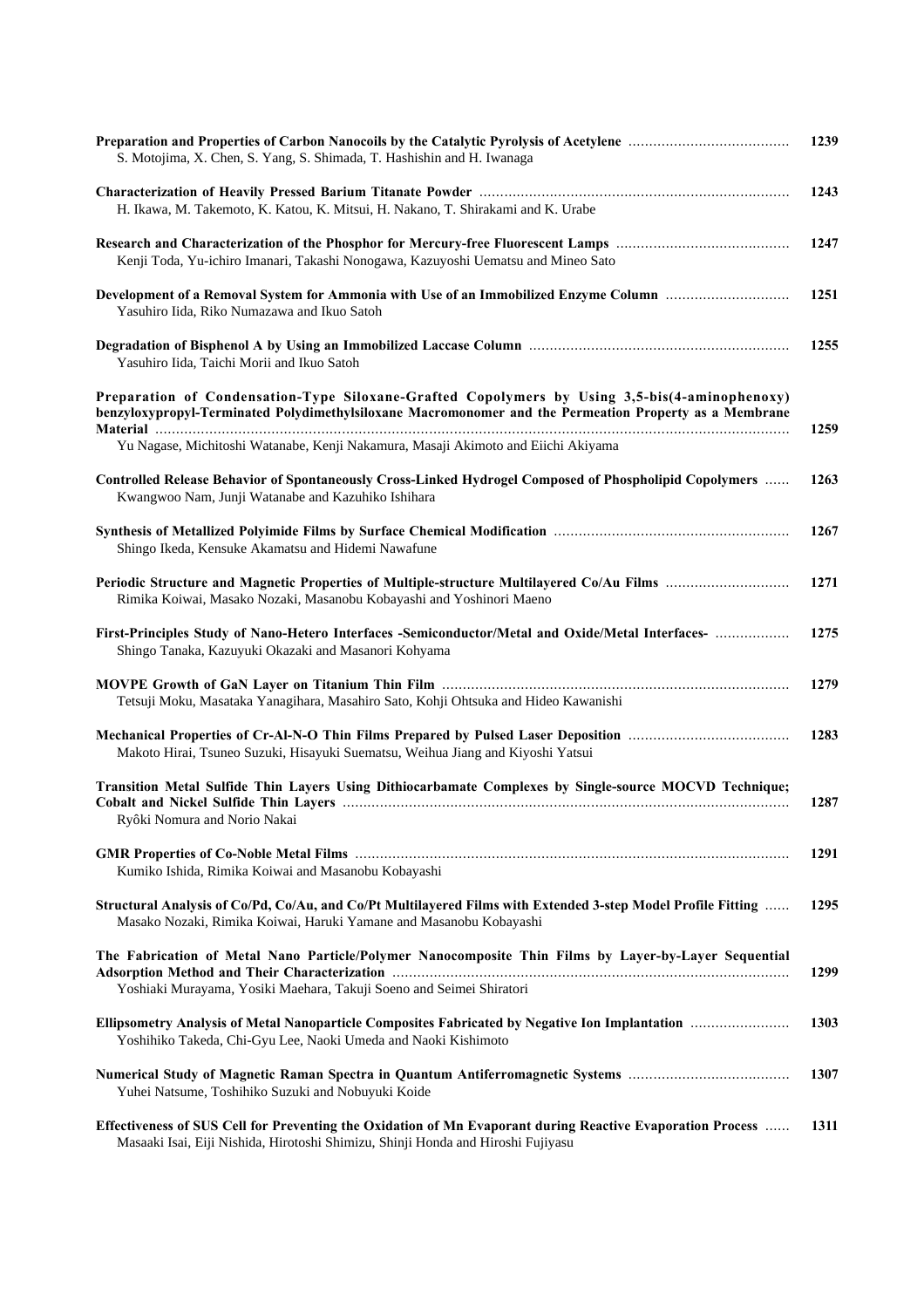**Preparation and Properties of Carbon Nanocoils by the Catalytic Pyrolysis of Acetylene** ....... 1239
S. Motojima, X. Chen, S. Yang, S. Shimada, T. Hashishin and H. Iwanaga

**Characterization of Heavily Pressed Barium Titanate Powder** ....... 1243
H. Ikawa, M. Takemoto, K. Katou, K. Mitsui, H. Nakano, T. Shirakami and K. Urabe

**Research and Characterization of the Phosphor for Mercury-free Fluorescent Lamps** ....... 1247
Kenji Toda, Yu-ichiro Imanari, Takashi Nonogawa, Kazuyoshi Uematsu and Mineo Sato

**Development of a Removal System for Ammonia with Use of an Immobilized Enzyme Column** ....... 1251
Yasuhiro Iida, Riko Numazawa and Ikuo Satoh

**Degradation of Bisphenol A by Using an Immobilized Laccase Column** ....... 1255
Yasuhiro Iida, Taichi Morii and Ikuo Satoh

**Preparation of Condensation-Type Siloxane-Grafted Copolymers by Using 3,5-bis(4-aminophenoxy) benzyloxypropyl-Terminated Polydimethylsiloxane Macromonomer and the Permeation Property as a Membrane Material** ....... 1259
Yu Nagase, Michitoshi Watanabe, Kenji Nakamura, Masaji Akimoto and Eiichi Akiyama

**Controlled Release Behavior of Spontaneously Cross-Linked Hydrogel Composed of Phospholipid Copolymers** ....... 1263
Kwangwoo Nam, Junji Watanabe and Kazuhiko Ishihara

**Synthesis of Metallized Polyimide Films by Surface Chemical Modification** ....... 1267
Shingo Ikeda, Kensuke Akamatsu and Hidemi Nawafune

**Periodic Structure and Magnetic Properties of Multiple-structure Multilayered Co/Au Films** ....... 1271
Rimika Koiwai, Masako Nozaki, Masanobu Kobayashi and Yoshinori Maeno

**First-Principles Study of Nano-Hetero Interfaces -Semiconductor/Metal and Oxide/Metal Interfaces-** ....... 1275
Shingo Tanaka, Kazuyuki Okazaki and Masanori Kohyama

**MOVPE Growth of GaN Layer on Titanium Thin Film** ....... 1279
Tetsuji Moku, Masataka Yanagihara, Masahiro Sato, Kohji Ohtsuka and Hideo Kawanishi

**Mechanical Properties of Cr-Al-N-O Thin Films Prepared by Pulsed Laser Deposition** ....... 1283
Makoto Hirai, Tsuneo Suzuki, Hisayuki Suematsu, Weihua Jiang and Kiyoshi Yatsui

**Transition Metal Sulfide Thin Layers Using Dithiocarbamate Complexes by Single-source MOCVD Technique; Cobalt and Nickel Sulfide Thin Layers** ....... 1287
Ryôki Nomura and Norio Nakai

**GMR Properties of Co-Noble Metal Films** ....... 1291
Kumiko Ishida, Rimika Koiwai and Masanobu Kobayashi

**Structural Analysis of Co/Pd, Co/Au, and Co/Pt Multilayered Films with Extended 3-step Model Profile Fitting** ....... 1295
Masako Nozaki, Rimika Koiwai, Haruki Yamane and Masanobu Kobayashi

**The Fabrication of Metal Nano Particle/Polymer Nanocomposite Thin Films by Layer-by-Layer Sequential Adsorption Method and Their Characterization** ....... 1299
Yoshiaki Murayama, Yosiki Maehara, Takuji Soeno and Seimei Shiratori

**Ellipsometry Analysis of Metal Nanoparticle Composites Fabricated by Negative Ion Implantation** ....... 1303
Yoshihiko Takeda, Chi-Gyu Lee, Naoki Umeda and Naoki Kishimoto

**Numerical Study of Magnetic Raman Spectra in Quantum Antiferromagnetic Systems** ....... 1307
Yuhei Natsume, Toshihiko Suzuki and Nobuyuki Koide

**Effectiveness of SUS Cell for Preventing the Oxidation of Mn Evaporant during Reactive Evaporation Process** ....... 1311
Masaaki Isai, Eiji Nishida, Hirotoshi Shimizu, Shinji Honda and Hiroshi Fujiyasu